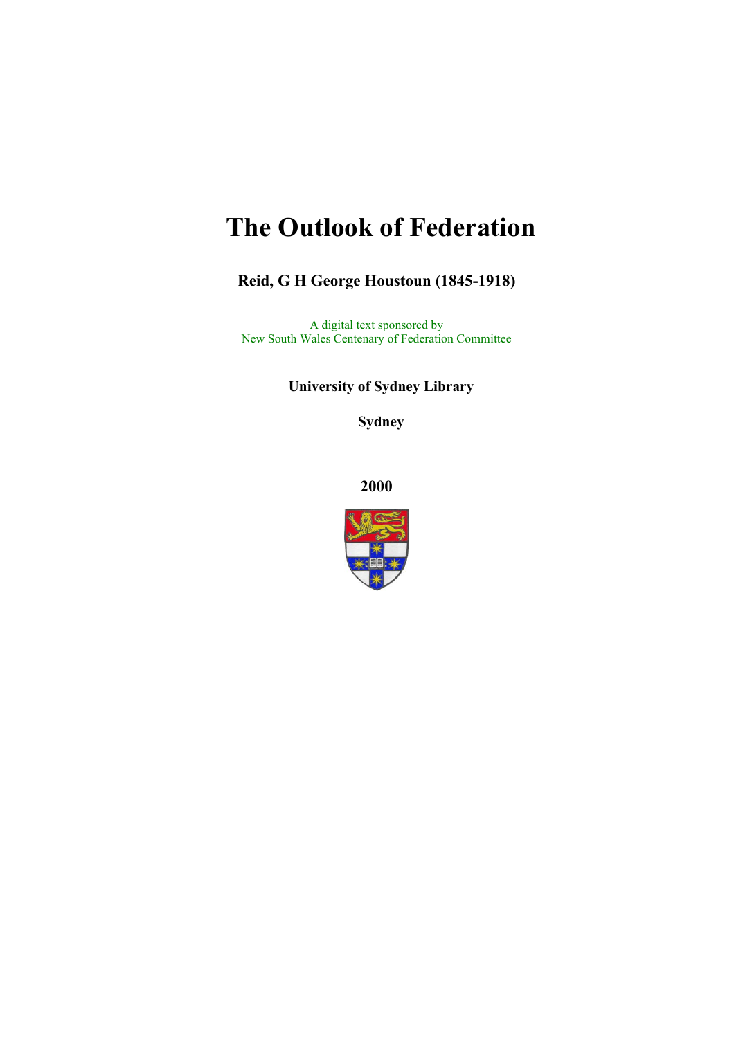# The Outlook of Federation

**Reid, G H George Houstoun (1845-1918)**

A digital text sponsored by
New South Wales Centenary of Federation Committee

**University of Sydney Library**

**Sydney**

**2000**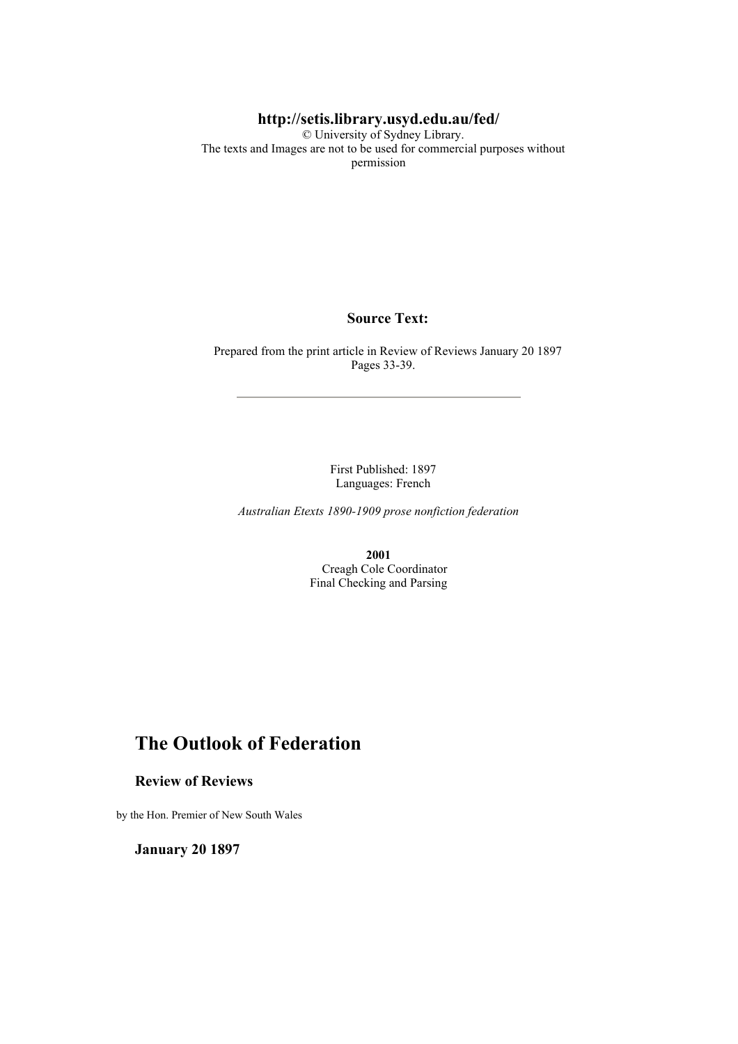**http://setis.library.usyd.edu.au/fed/**

© University of Sydney Library.
The texts and Images are not to be used for commercial purposes without permission

**Source Text:**

Prepared from the print article in Review of Reviews January 20 1897
Pages 33-39.

---

First Published: 1897
Languages: French

*Australian Etexts 1890-1909 prose nonfiction federation*

**2001**
Creagh Cole Coordinator
Final Checking and Parsing

# The Outlook of Federation

### Review of Reviews

by the Hon. Premier of New South Wales

### January 20 1897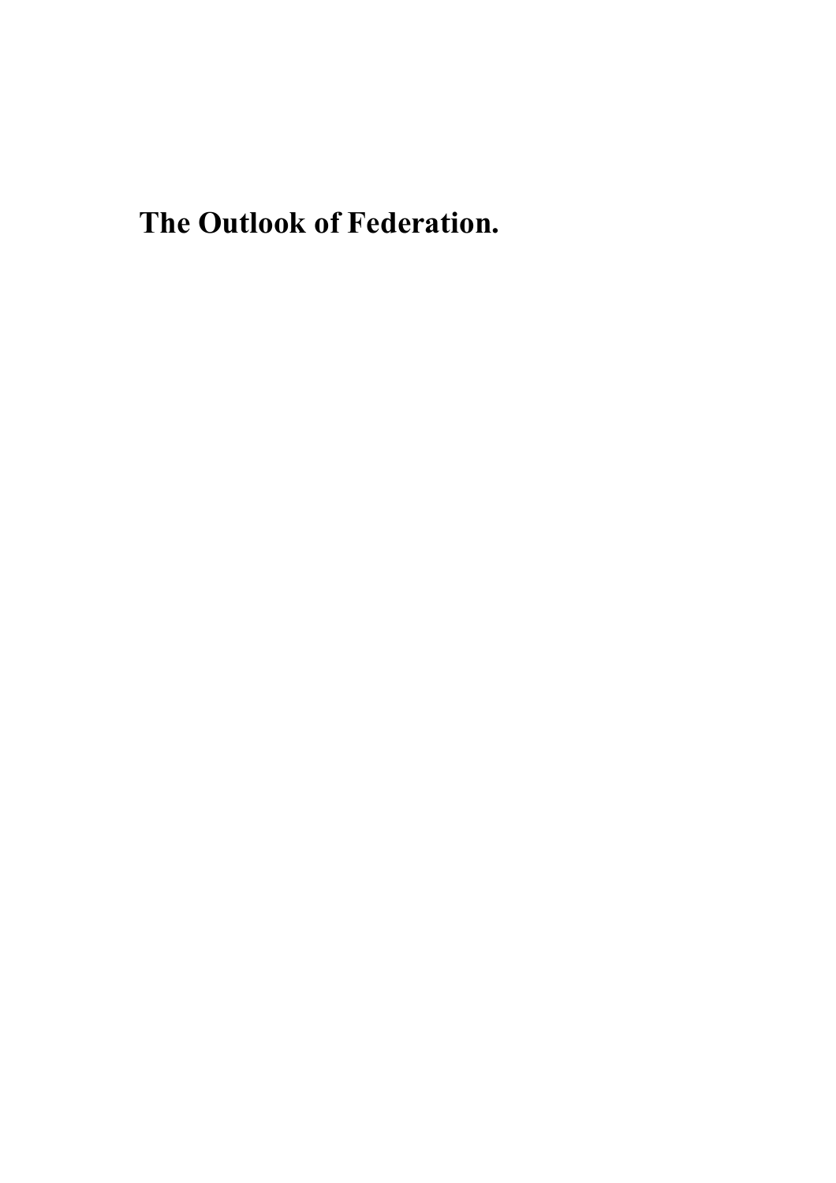# The Outlook of Federation.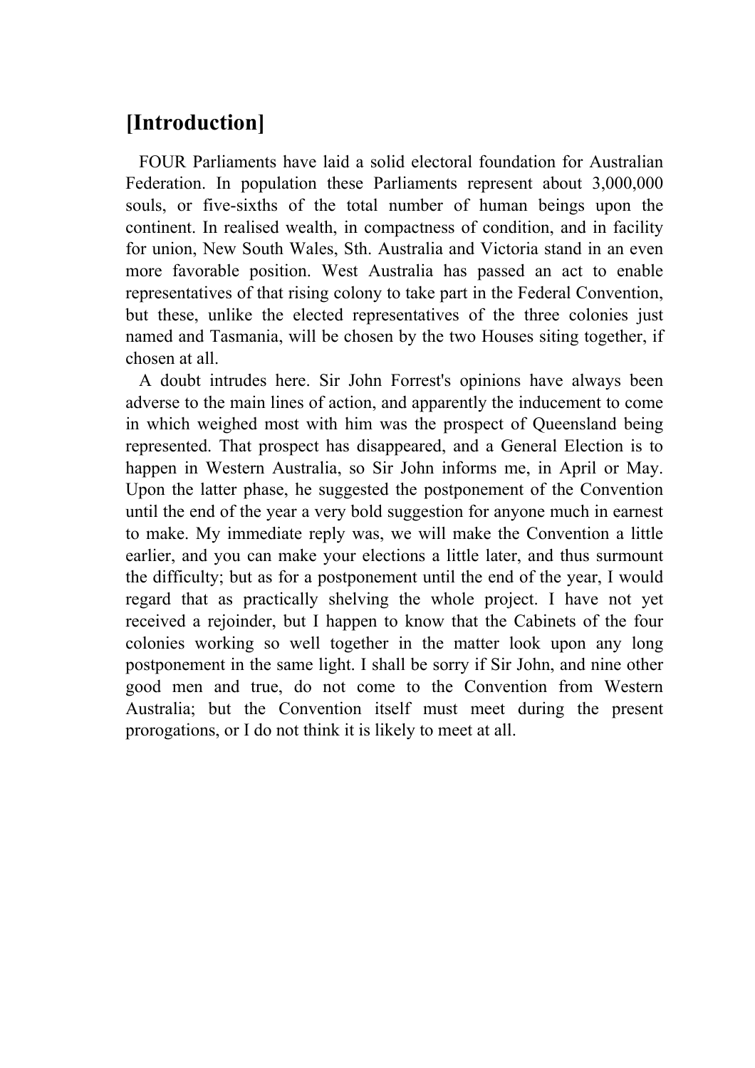## [Introduction]

FOUR Parliaments have laid a solid electoral foundation for Australian Federation. In population these Parliaments represent about 3,000,000 souls, or five-sixths of the total number of human beings upon the continent. In realised wealth, in compactness of condition, and in facility for union, New South Wales, Sth. Australia and Victoria stand in an even more favorable position. West Australia has passed an act to enable representatives of that rising colony to take part in the Federal Convention, but these, unlike the elected representatives of the three colonies just named and Tasmania, will be chosen by the two Houses siting together, if chosen at all.

A doubt intrudes here. Sir John Forrest's opinions have always been adverse to the main lines of action, and apparently the inducement to come in which weighed most with him was the prospect of Queensland being represented. That prospect has disappeared, and a General Election is to happen in Western Australia, so Sir John informs me, in April or May. Upon the latter phase, he suggested the postponement of the Convention until the end of the year a very bold suggestion for anyone much in earnest to make. My immediate reply was, we will make the Convention a little earlier, and you can make your elections a little later, and thus surmount the difficulty; but as for a postponement until the end of the year, I would regard that as practically shelving the whole project. I have not yet received a rejoinder, but I happen to know that the Cabinets of the four colonies working so well together in the matter look upon any long postponement in the same light. I shall be sorry if Sir John, and nine other good men and true, do not come to the Convention from Western Australia; but the Convention itself must meet during the present prorogations, or I do not think it is likely to meet at all.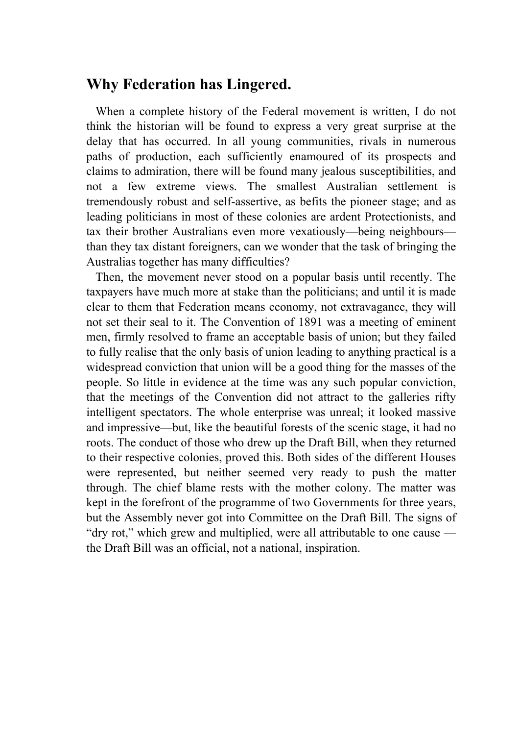## Why Federation has Lingered.

When a complete history of the Federal movement is written, I do not think the historian will be found to express a very great surprise at the delay that has occurred. In all young communities, rivals in numerous paths of production, each sufficiently enamoured of its prospects and claims to admiration, there will be found many jealous susceptibilities, and not a few extreme views. The smallest Australian settlement is tremendously robust and self-assertive, as befits the pioneer stage; and as leading politicians in most of these colonies are ardent Protectionists, and tax their brother Australians even more vexatiously—being neighbours—than they tax distant foreigners, can we wonder that the task of bringing the Australias together has many difficulties?

Then, the movement never stood on a popular basis until recently. The taxpayers have much more at stake than the politicians; and until it is made clear to them that Federation means economy, not extravagance, they will not set their seal to it. The Convention of 1891 was a meeting of eminent men, firmly resolved to frame an acceptable basis of union; but they failed to fully realise that the only basis of union leading to anything practical is a widespread conviction that union will be a good thing for the masses of the people. So little in evidence at the time was any such popular conviction, that the meetings of the Convention did not attract to the galleries rifty intelligent spectators. The whole enterprise was unreal; it looked massive and impressive—but, like the beautiful forests of the scenic stage, it had no roots. The conduct of those who drew up the Draft Bill, when they returned to their respective colonies, proved this. Both sides of the different Houses were represented, but neither seemed very ready to push the matter through. The chief blame rests with the mother colony. The matter was kept in the forefront of the programme of two Governments for three years, but the Assembly never got into Committee on the Draft Bill. The signs of "dry rot," which grew and multiplied, were all attributable to one cause — the Draft Bill was an official, not a national, inspiration.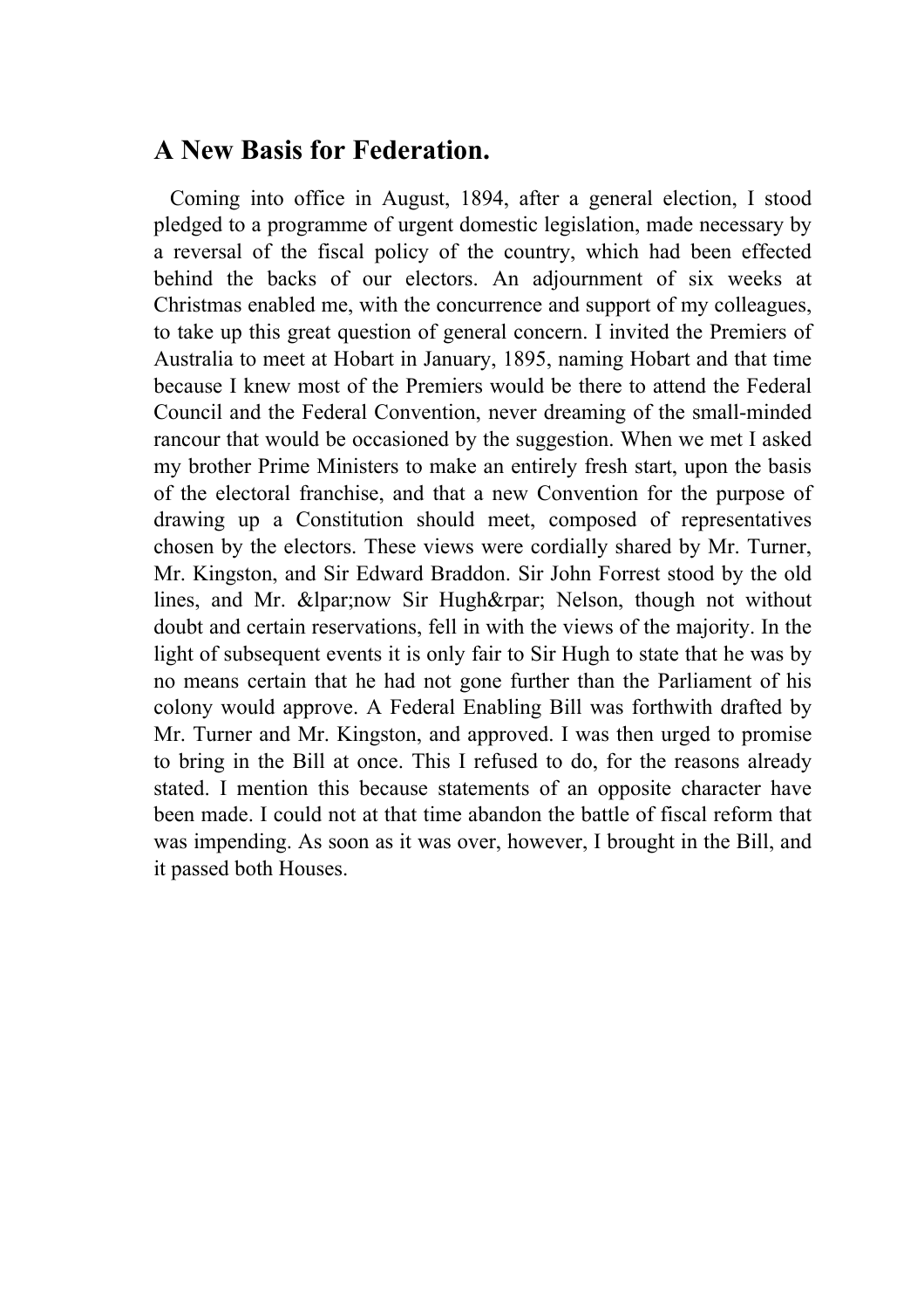## A New Basis for Federation.

Coming into office in August, 1894, after a general election, I stood pledged to a programme of urgent domestic legislation, made necessary by a reversal of the fiscal policy of the country, which had been effected behind the backs of our electors. An adjournment of six weeks at Christmas enabled me, with the concurrence and support of my colleagues, to take up this great question of general concern. I invited the Premiers of Australia to meet at Hobart in January, 1895, naming Hobart and that time because I knew most of the Premiers would be there to attend the Federal Council and the Federal Convention, never dreaming of the small-minded rancour that would be occasioned by the suggestion. When we met I asked my brother Prime Ministers to make an entirely fresh start, upon the basis of the electoral franchise, and that a new Convention for the purpose of drawing up a Constitution should meet, composed of representatives chosen by the electors. These views were cordially shared by Mr. Turner, Mr. Kingston, and Sir Edward Braddon. Sir John Forrest stood by the old lines, and Mr. &lpar;now Sir Hugh&rpar; Nelson, though not without doubt and certain reservations, fell in with the views of the majority. In the light of subsequent events it is only fair to Sir Hugh to state that he was by no means certain that he had not gone further than the Parliament of his colony would approve. A Federal Enabling Bill was forthwith drafted by Mr. Turner and Mr. Kingston, and approved. I was then urged to promise to bring in the Bill at once. This I refused to do, for the reasons already stated. I mention this because statements of an opposite character have been made. I could not at that time abandon the battle of fiscal reform that was impending. As soon as it was over, however, I brought in the Bill, and it passed both Houses.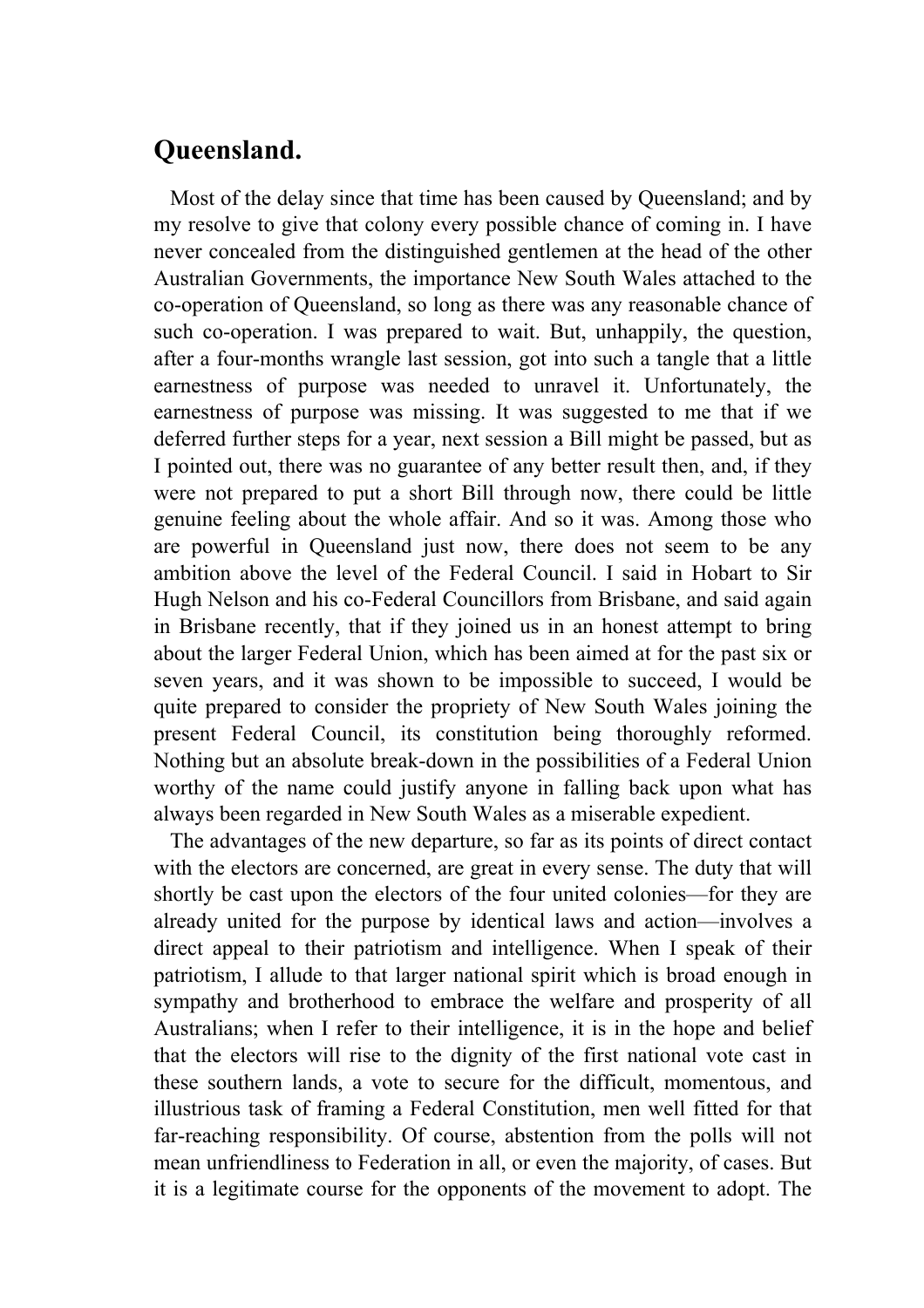## Queensland.

Most of the delay since that time has been caused by Queensland; and by my resolve to give that colony every possible chance of coming in. I have never concealed from the distinguished gentlemen at the head of the other Australian Governments, the importance New South Wales attached to the co-operation of Queensland, so long as there was any reasonable chance of such co-operation. I was prepared to wait. But, unhappily, the question, after a four-months wrangle last session, got into such a tangle that a little earnestness of purpose was needed to unravel it. Unfortunately, the earnestness of purpose was missing. It was suggested to me that if we deferred further steps for a year, next session a Bill might be passed, but as I pointed out, there was no guarantee of any better result then, and, if they were not prepared to put a short Bill through now, there could be little genuine feeling about the whole affair. And so it was. Among those who are powerful in Queensland just now, there does not seem to be any ambition above the level of the Federal Council. I said in Hobart to Sir Hugh Nelson and his co-Federal Councillors from Brisbane, and said again in Brisbane recently, that if they joined us in an honest attempt to bring about the larger Federal Union, which has been aimed at for the past six or seven years, and it was shown to be impossible to succeed, I would be quite prepared to consider the propriety of New South Wales joining the present Federal Council, its constitution being thoroughly reformed. Nothing but an absolute break-down in the possibilities of a Federal Union worthy of the name could justify anyone in falling back upon what has always been regarded in New South Wales as a miserable expedient.

The advantages of the new departure, so far as its points of direct contact with the electors are concerned, are great in every sense. The duty that will shortly be cast upon the electors of the four united colonies—for they are already united for the purpose by identical laws and action—involves a direct appeal to their patriotism and intelligence. When I speak of their patriotism, I allude to that larger national spirit which is broad enough in sympathy and brotherhood to embrace the welfare and prosperity of all Australians; when I refer to their intelligence, it is in the hope and belief that the electors will rise to the dignity of the first national vote cast in these southern lands, a vote to secure for the difficult, momentous, and illustrious task of framing a Federal Constitution, men well fitted for that far-reaching responsibility. Of course, abstention from the polls will not mean unfriendliness to Federation in all, or even the majority, of cases. But it is a legitimate course for the opponents of the movement to adopt. The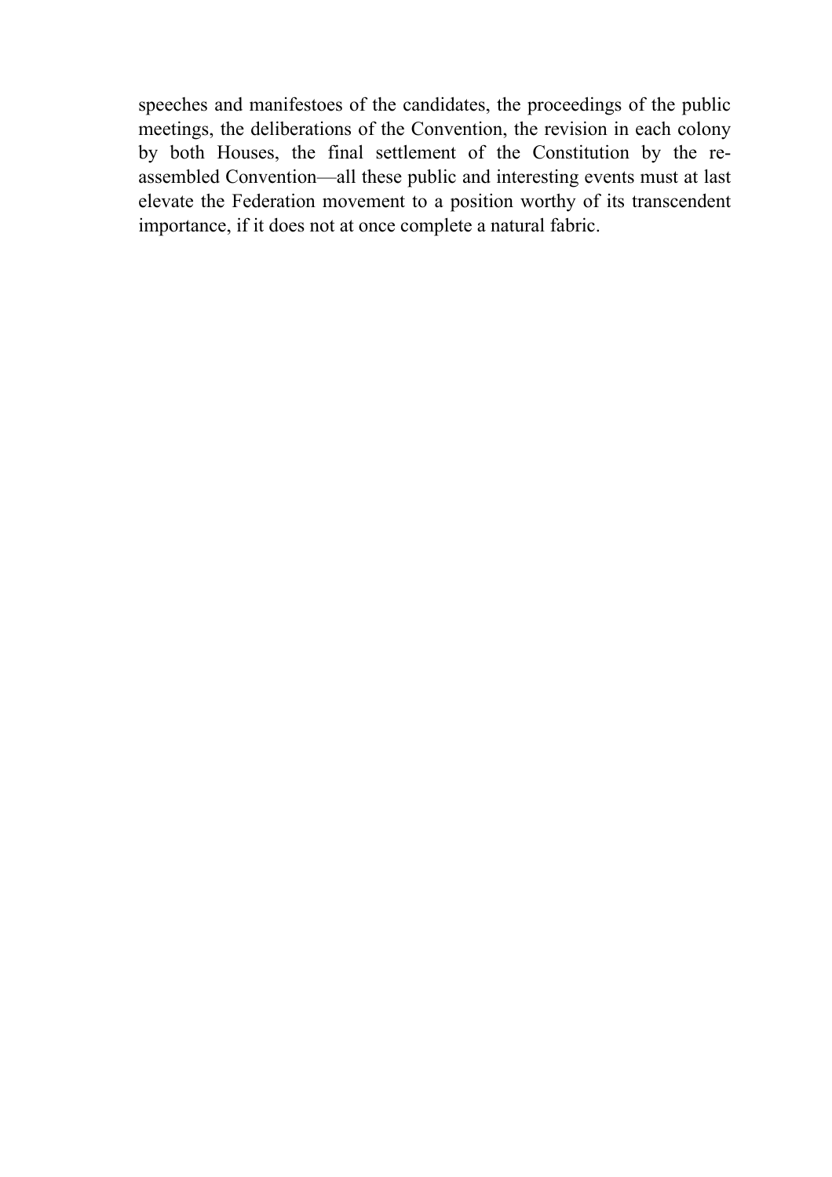speeches and manifestoes of the candidates, the proceedings of the public meetings, the deliberations of the Convention, the revision in each colony by both Houses, the final settlement of the Constitution by the re-assembled Convention—all these public and interesting events must at last elevate the Federation movement to a position worthy of its transcendent importance, if it does not at once complete a natural fabric.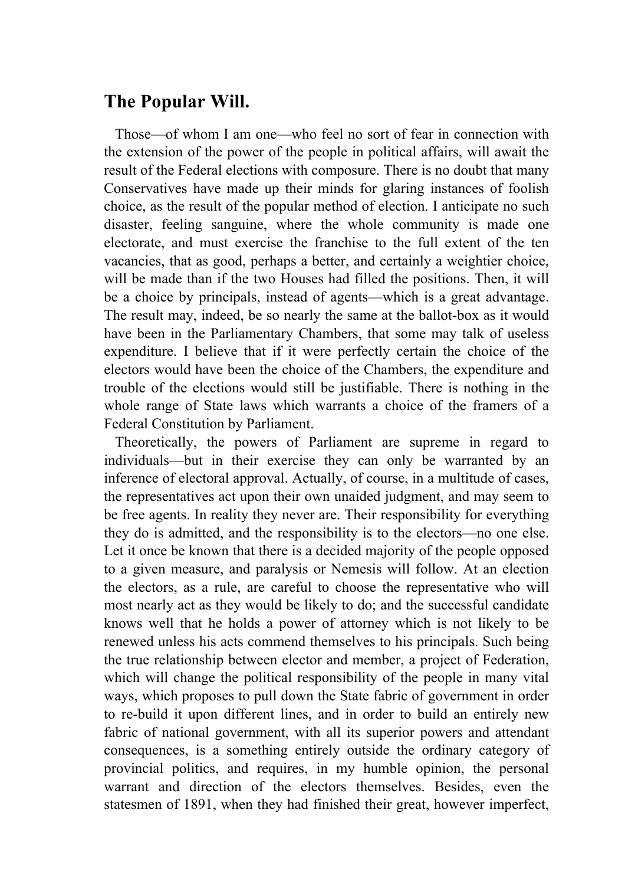## The Popular Will.

Those—of whom I am one—who feel no sort of fear in connection with the extension of the power of the people in political affairs, will await the result of the Federal elections with composure. There is no doubt that many Conservatives have made up their minds for glaring instances of foolish choice, as the result of the popular method of election. I anticipate no such disaster, feeling sanguine, where the whole community is made one electorate, and must exercise the franchise to the full extent of the ten vacancies, that as good, perhaps a better, and certainly a weightier choice, will be made than if the two Houses had filled the positions. Then, it will be a choice by principals, instead of agents—which is a great advantage. The result may, indeed, be so nearly the same at the ballot-box as it would have been in the Parliamentary Chambers, that some may talk of useless expenditure. I believe that if it were perfectly certain the choice of the electors would have been the choice of the Chambers, the expenditure and trouble of the elections would still be justifiable. There is nothing in the whole range of State laws which warrants a choice of the framers of a Federal Constitution by Parliament.

Theoretically, the powers of Parliament are supreme in regard to individuals—but in their exercise they can only be warranted by an inference of electoral approval. Actually, of course, in a multitude of cases, the representatives act upon their own unaided judgment, and may seem to be free agents. In reality they never are. Their responsibility for everything they do is admitted, and the responsibility is to the electors—no one else. Let it once be known that there is a decided majority of the people opposed to a given measure, and paralysis or Nemesis will follow. At an election the electors, as a rule, are careful to choose the representative who will most nearly act as they would be likely to do; and the successful candidate knows well that he holds a power of attorney which is not likely to be renewed unless his acts commend themselves to his principals. Such being the true relationship between elector and member, a project of Federation, which will change the political responsibility of the people in many vital ways, which proposes to pull down the State fabric of government in order to re-build it upon different lines, and in order to build an entirely new fabric of national government, with all its superior powers and attendant consequences, is a something entirely outside the ordinary category of provincial politics, and requires, in my humble opinion, the personal warrant and direction of the electors themselves. Besides, even the statesmen of 1891, when they had finished their great, however imperfect,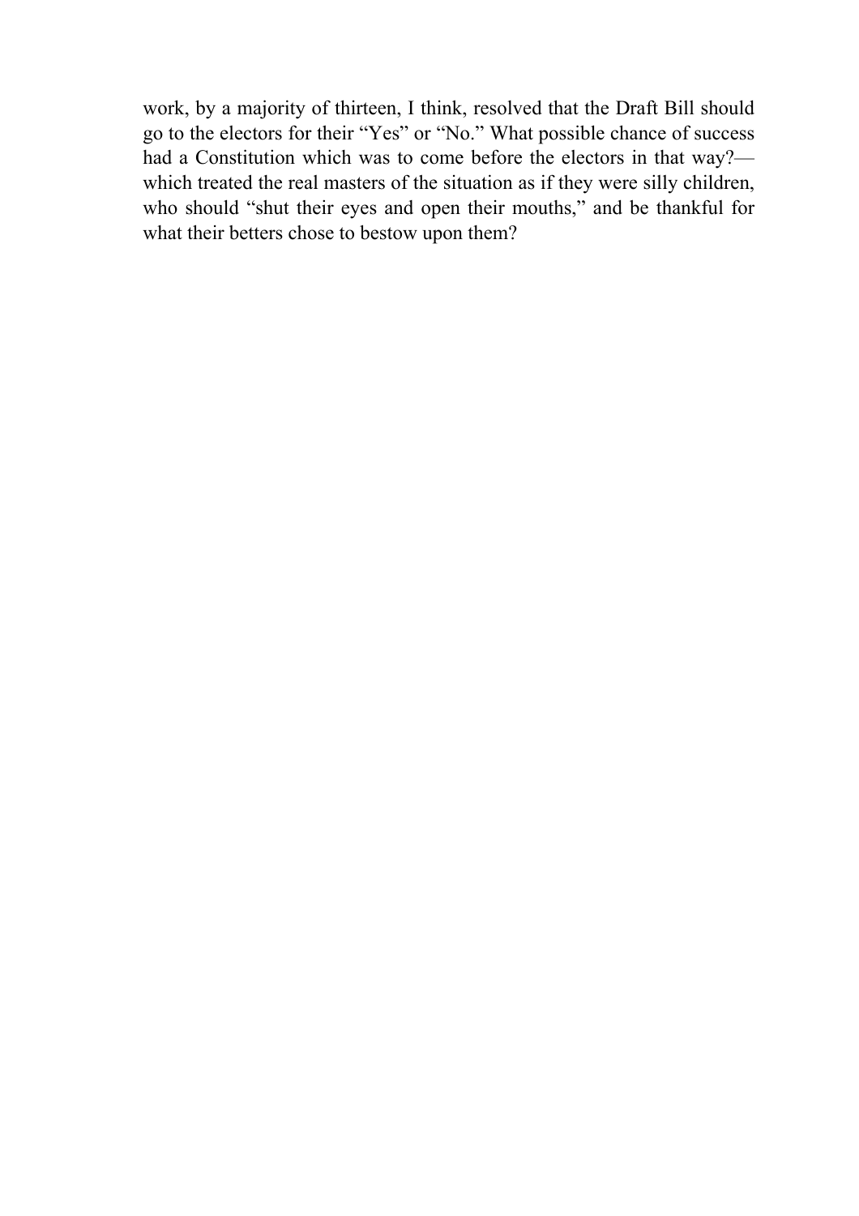work, by a majority of thirteen, I think, resolved that the Draft Bill should go to the electors for their "Yes" or "No." What possible chance of success had a Constitution which was to come before the electors in that way?—which treated the real masters of the situation as if they were silly children, who should "shut their eyes and open their mouths," and be thankful for what their betters chose to bestow upon them?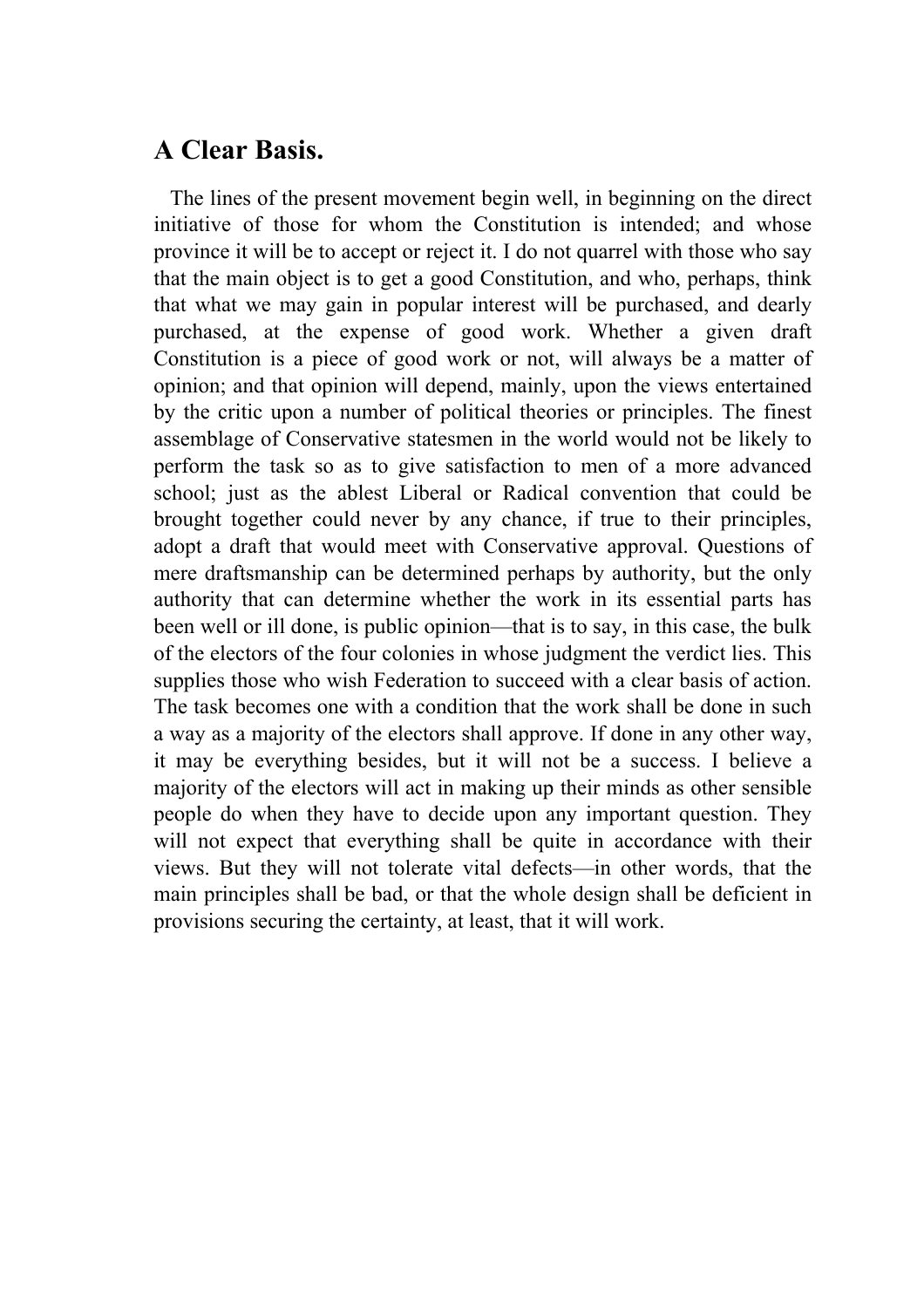## A Clear Basis.

The lines of the present movement begin well, in beginning on the direct initiative of those for whom the Constitution is intended; and whose province it will be to accept or reject it. I do not quarrel with those who say that the main object is to get a good Constitution, and who, perhaps, think that what we may gain in popular interest will be purchased, and dearly purchased, at the expense of good work. Whether a given draft Constitution is a piece of good work or not, will always be a matter of opinion; and that opinion will depend, mainly, upon the views entertained by the critic upon a number of political theories or principles. The finest assemblage of Conservative statesmen in the world would not be likely to perform the task so as to give satisfaction to men of a more advanced school; just as the ablest Liberal or Radical convention that could be brought together could never by any chance, if true to their principles, adopt a draft that would meet with Conservative approval. Questions of mere draftsmanship can be determined perhaps by authority, but the only authority that can determine whether the work in its essential parts has been well or ill done, is public opinion—that is to say, in this case, the bulk of the electors of the four colonies in whose judgment the verdict lies. This supplies those who wish Federation to succeed with a clear basis of action. The task becomes one with a condition that the work shall be done in such a way as a majority of the electors shall approve. If done in any other way, it may be everything besides, but it will not be a success. I believe a majority of the electors will act in making up their minds as other sensible people do when they have to decide upon any important question. They will not expect that everything shall be quite in accordance with their views. But they will not tolerate vital defects—in other words, that the main principles shall be bad, or that the whole design shall be deficient in provisions securing the certainty, at least, that it will work.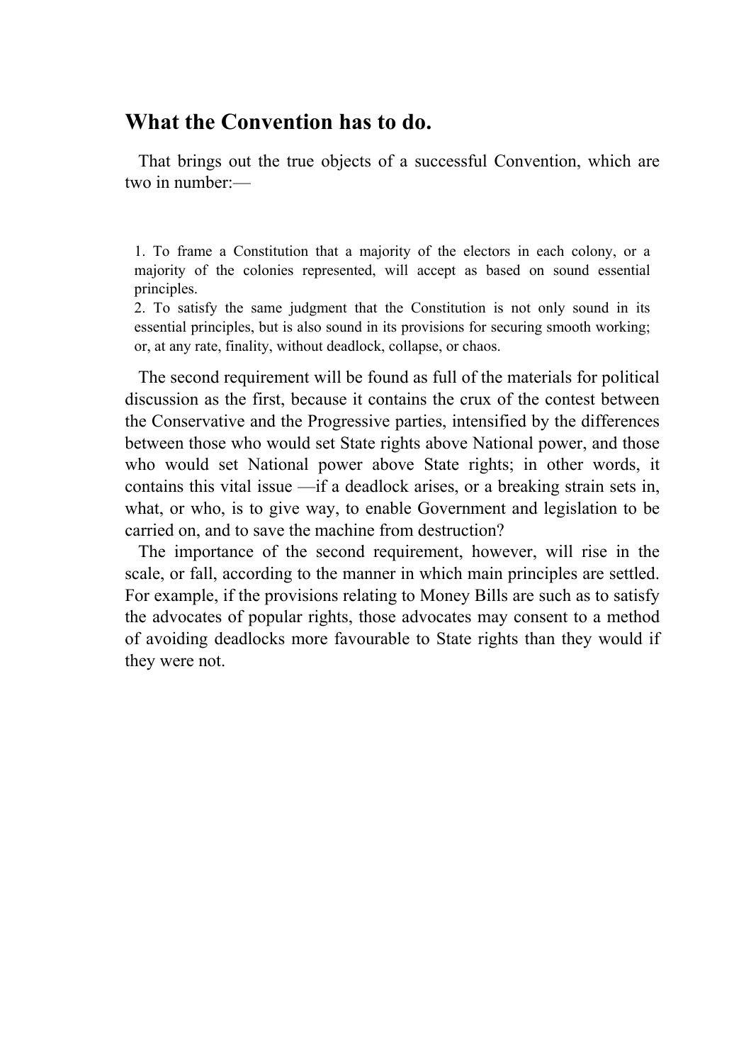## What the Convention has to do.

That brings out the true objects of a successful Convention, which are two in number:—

1. To frame a Constitution that a majority of the electors in each colony, or a majority of the colonies represented, will accept as based on sound essential principles.
2. To satisfy the same judgment that the Constitution is not only sound in its essential principles, but is also sound in its provisions for securing smooth working; or, at any rate, finality, without deadlock, collapse, or chaos.

The second requirement will be found as full of the materials for political discussion as the first, because it contains the crux of the contest between the Conservative and the Progressive parties, intensified by the differences between those who would set State rights above National power, and those who would set National power above State rights; in other words, it contains this vital issue —if a deadlock arises, or a breaking strain sets in, what, or who, is to give way, to enable Government and legislation to be carried on, and to save the machine from destruction?

The importance of the second requirement, however, will rise in the scale, or fall, according to the manner in which main principles are settled. For example, if the provisions relating to Money Bills are such as to satisfy the advocates of popular rights, those advocates may consent to a method of avoiding deadlocks more favourable to State rights than they would if they were not.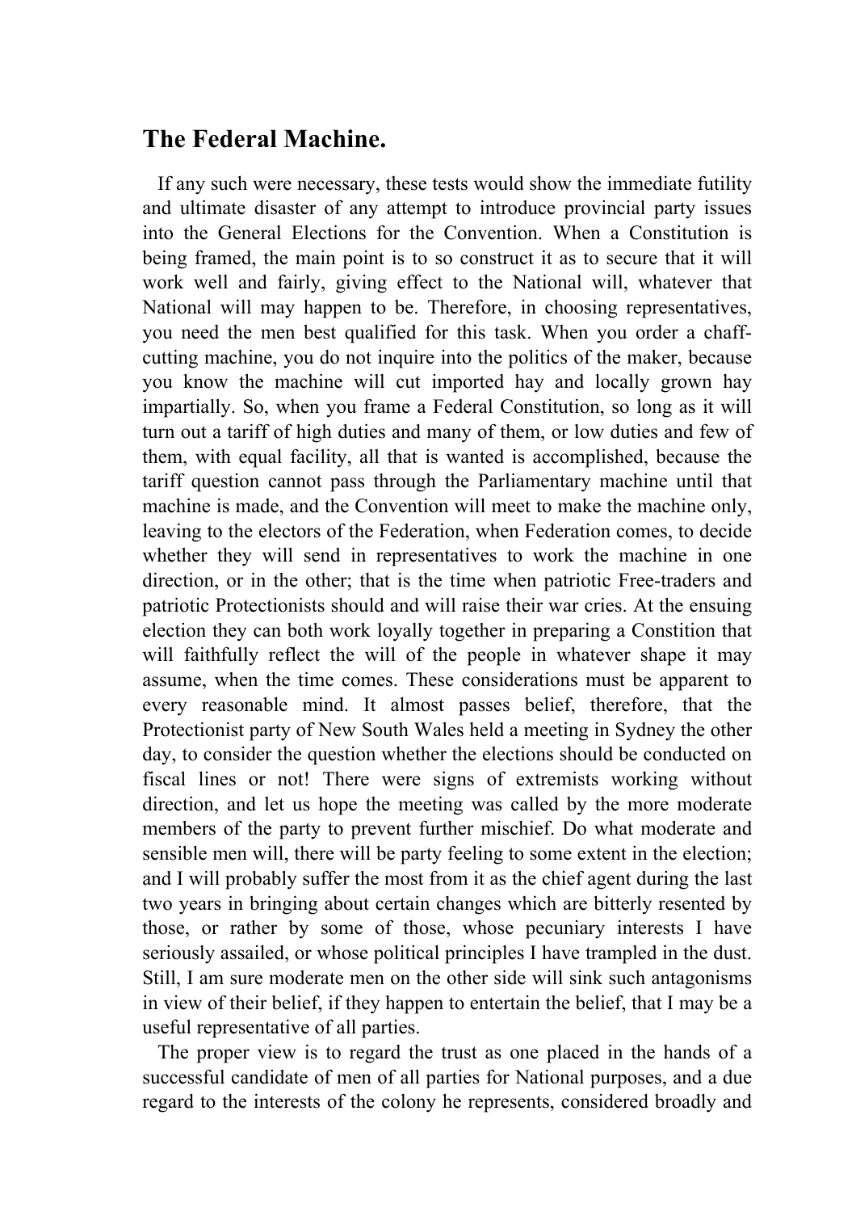## The Federal Machine.

If any such were necessary, these tests would show the immediate futility and ultimate disaster of any attempt to introduce provincial party issues into the General Elections for the Convention. When a Constitution is being framed, the main point is to so construct it as to secure that it will work well and fairly, giving effect to the National will, whatever that National will may happen to be. Therefore, in choosing representatives, you need the men best qualified for this task. When you order a chaff-cutting machine, you do not inquire into the politics of the maker, because you know the machine will cut imported hay and locally grown hay impartially. So, when you frame a Federal Constitution, so long as it will turn out a tariff of high duties and many of them, or low duties and few of them, with equal facility, all that is wanted is accomplished, because the tariff question cannot pass through the Parliamentary machine until that machine is made, and the Convention will meet to make the machine only, leaving to the electors of the Federation, when Federation comes, to decide whether they will send in representatives to work the machine in one direction, or in the other; that is the time when patriotic Free-traders and patriotic Protectionists should and will raise their war cries. At the ensuing election they can both work loyally together in preparing a Constition that will faithfully reflect the will of the people in whatever shape it may assume, when the time comes. These considerations must be apparent to every reasonable mind. It almost passes belief, therefore, that the Protectionist party of New South Wales held a meeting in Sydney the other day, to consider the question whether the elections should be conducted on fiscal lines or not! There were signs of extremists working without direction, and let us hope the meeting was called by the more moderate members of the party to prevent further mischief. Do what moderate and sensible men will, there will be party feeling to some extent in the election; and I will probably suffer the most from it as the chief agent during the last two years in bringing about certain changes which are bitterly resented by those, or rather by some of those, whose pecuniary interests I have seriously assailed, or whose political principles I have trampled in the dust. Still, I am sure moderate men on the other side will sink such antagonisms in view of their belief, if they happen to entertain the belief, that I may be a useful representative of all parties.

The proper view is to regard the trust as one placed in the hands of a successful candidate of men of all parties for National purposes, and a due regard to the interests of the colony he represents, considered broadly and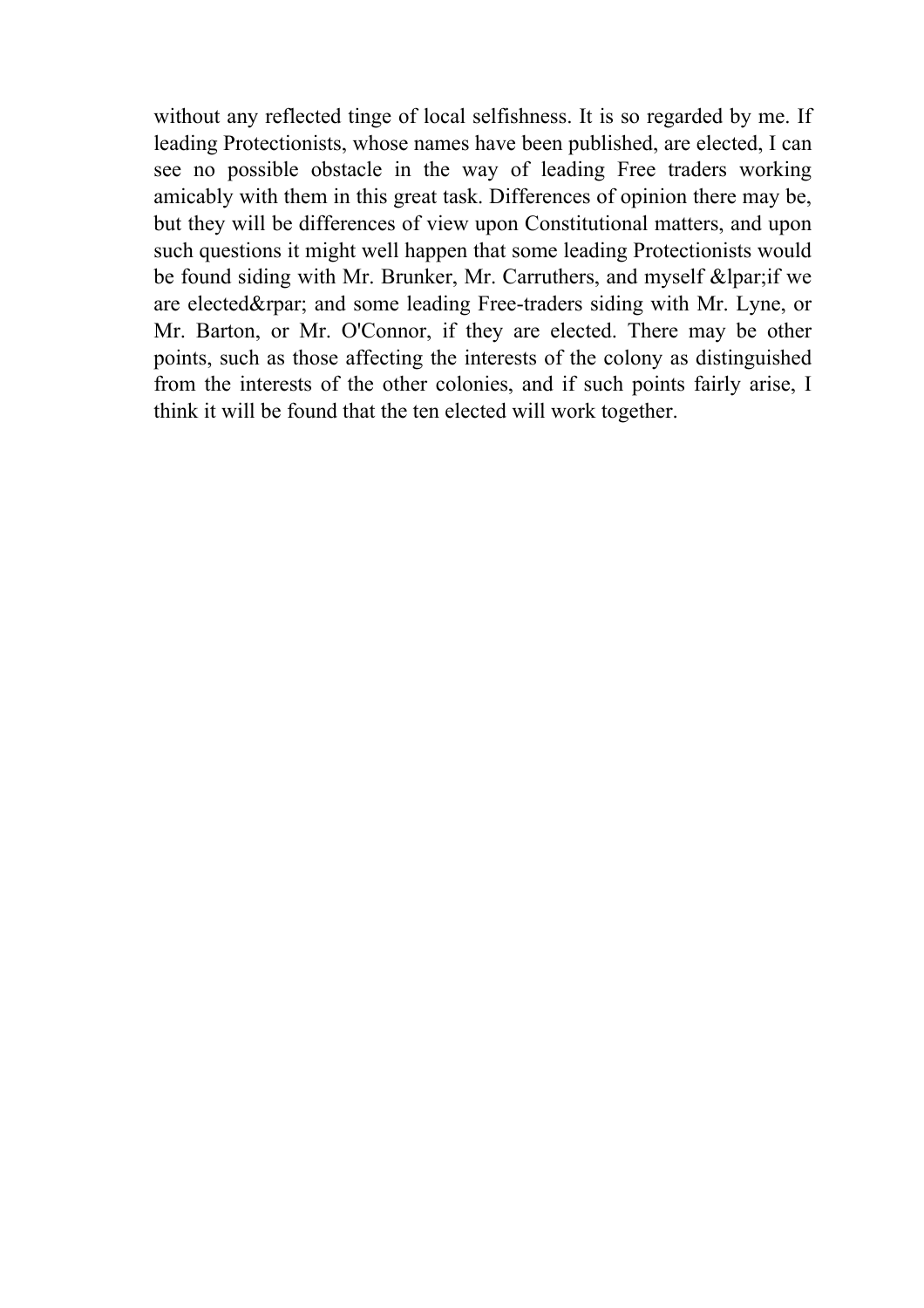without any reflected tinge of local selfishness. It is so regarded by me. If leading Protectionists, whose names have been published, are elected, I can see no possible obstacle in the way of leading Free traders working amicably with them in this great task. Differences of opinion there may be, but they will be differences of view upon Constitutional matters, and upon such questions it might well happen that some leading Protectionists would be found siding with Mr. Brunker, Mr. Carruthers, and myself &lpar;if we are elected&rpar; and some leading Free-traders siding with Mr. Lyne, or Mr. Barton, or Mr. O'Connor, if they are elected. There may be other points, such as those affecting the interests of the colony as distinguished from the interests of the other colonies, and if such points fairly arise, I think it will be found that the ten elected will work together.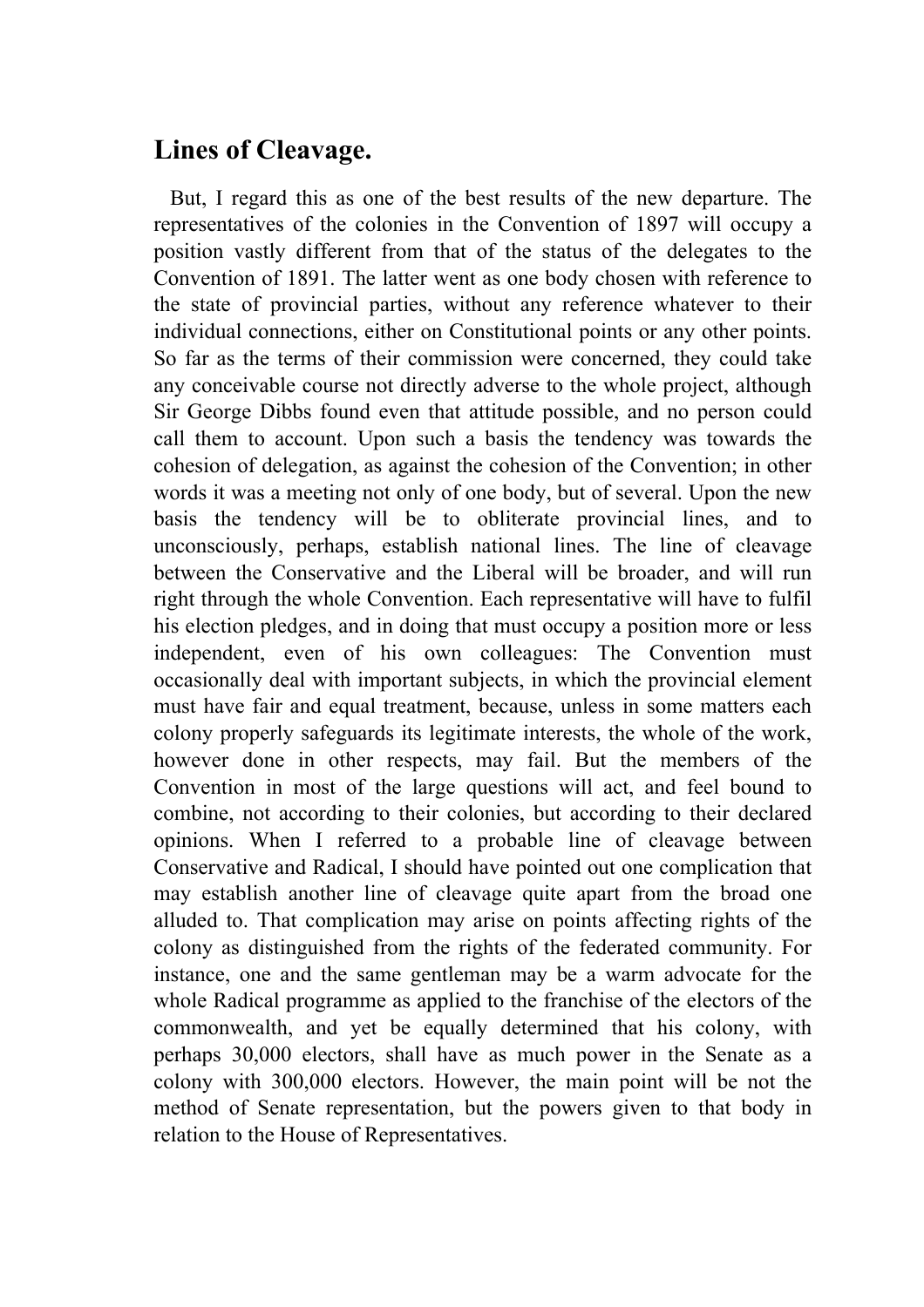## Lines of Cleavage.

But, I regard this as one of the best results of the new departure. The representatives of the colonies in the Convention of 1897 will occupy a position vastly different from that of the status of the delegates to the Convention of 1891. The latter went as one body chosen with reference to the state of provincial parties, without any reference whatever to their individual connections, either on Constitutional points or any other points. So far as the terms of their commission were concerned, they could take any conceivable course not directly adverse to the whole project, although Sir George Dibbs found even that attitude possible, and no person could call them to account. Upon such a basis the tendency was towards the cohesion of delegation, as against the cohesion of the Convention; in other words it was a meeting not only of one body, but of several. Upon the new basis the tendency will be to obliterate provincial lines, and to unconsciously, perhaps, establish national lines. The line of cleavage between the Conservative and the Liberal will be broader, and will run right through the whole Convention. Each representative will have to fulfil his election pledges, and in doing that must occupy a position more or less independent, even of his own colleagues: The Convention must occasionally deal with important subjects, in which the provincial element must have fair and equal treatment, because, unless in some matters each colony properly safeguards its legitimate interests, the whole of the work, however done in other respects, may fail. But the members of the Convention in most of the large questions will act, and feel bound to combine, not according to their colonies, but according to their declared opinions. When I referred to a probable line of cleavage between Conservative and Radical, I should have pointed out one complication that may establish another line of cleavage quite apart from the broad one alluded to. That complication may arise on points affecting rights of the colony as distinguished from the rights of the federated community. For instance, one and the same gentleman may be a warm advocate for the whole Radical programme as applied to the franchise of the electors of the commonwealth, and yet be equally determined that his colony, with perhaps 30,000 electors, shall have as much power in the Senate as a colony with 300,000 electors. However, the main point will be not the method of Senate representation, but the powers given to that body in relation to the House of Representatives.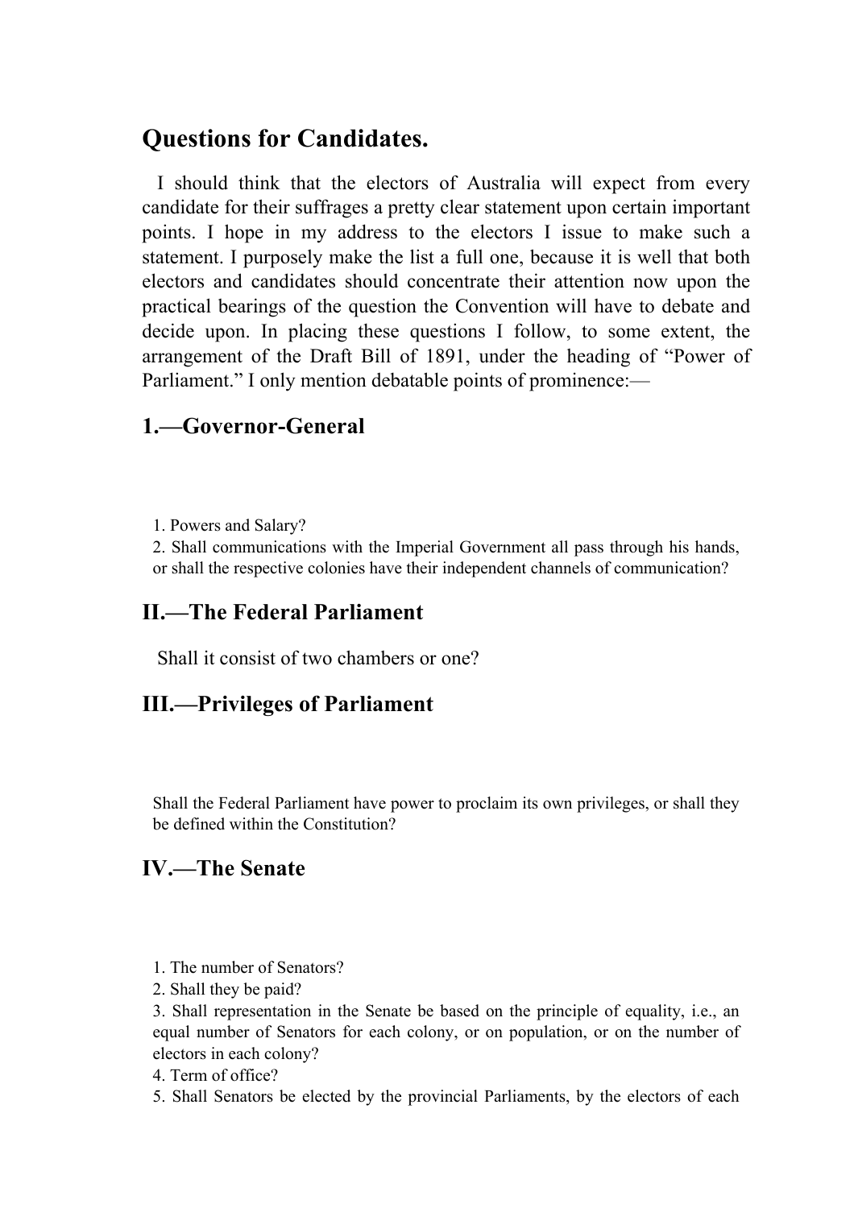## Questions for Candidates.

I should think that the electors of Australia will expect from every candidate for their suffrages a pretty clear statement upon certain important points. I hope in my address to the electors I issue to make such a statement. I purposely make the list a full one, because it is well that both electors and candidates should concentrate their attention now upon the practical bearings of the question the Convention will have to debate and decide upon. In placing these questions I follow, to some extent, the arrangement of the Draft Bill of 1891, under the heading of "Power of Parliament." I only mention debatable points of prominence:—

### 1.—Governor-General

1. Powers and Salary?
2. Shall communications with the Imperial Government all pass through his hands, or shall the respective colonies have their independent channels of communication?

### II.—The Federal Parliament

Shall it consist of two chambers or one?

### III.—Privileges of Parliament

Shall the Federal Parliament have power to proclaim its own privileges, or shall they be defined within the Constitution?

### IV.—The Senate

1. The number of Senators?
2. Shall they be paid?
3. Shall representation in the Senate be based on the principle of equality, i.e., an equal number of Senators for each colony, or on population, or on the number of electors in each colony?
4. Term of office?
5. Shall Senators be elected by the provincial Parliaments, by the electors of each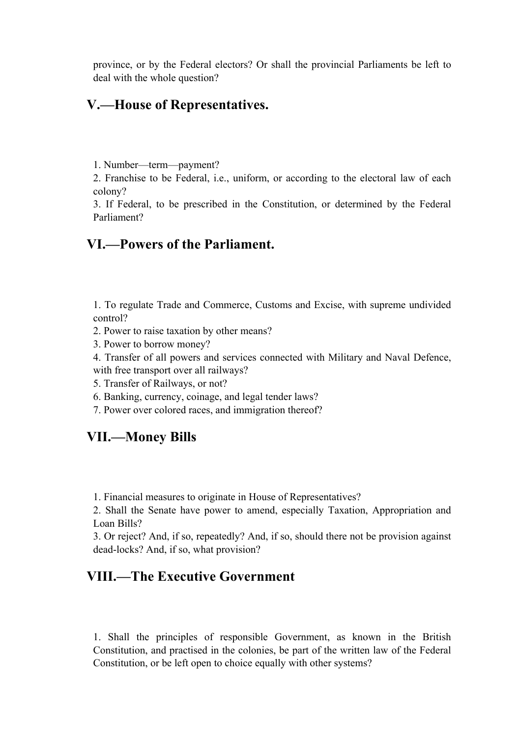province, or by the Federal electors? Or shall the provincial Parliaments be left to deal with the whole question?

## V.—House of Representatives.

1. Number—term—payment?
2. Franchise to be Federal, i.e., uniform, or according to the electoral law of each colony?
3. If Federal, to be prescribed in the Constitution, or determined by the Federal Parliament?

## VI.—Powers of the Parliament.

1. To regulate Trade and Commerce, Customs and Excise, with supreme undivided control?
2. Power to raise taxation by other means?
3. Power to borrow money?
4. Transfer of all powers and services connected with Military and Naval Defence, with free transport over all railways?
5. Transfer of Railways, or not?
6. Banking, currency, coinage, and legal tender laws?
7. Power over colored races, and immigration thereof?

## VII.—Money Bills

1. Financial measures to originate in House of Representatives?
2. Shall the Senate have power to amend, especially Taxation, Appropriation and Loan Bills?
3. Or reject? And, if so, repeatedly? And, if so, should there not be provision against dead-locks? And, if so, what provision?

## VIII.—The Executive Government

1. Shall the principles of responsible Government, as known in the British Constitution, and practised in the colonies, be part of the written law of the Federal Constitution, or be left open to choice equally with other systems?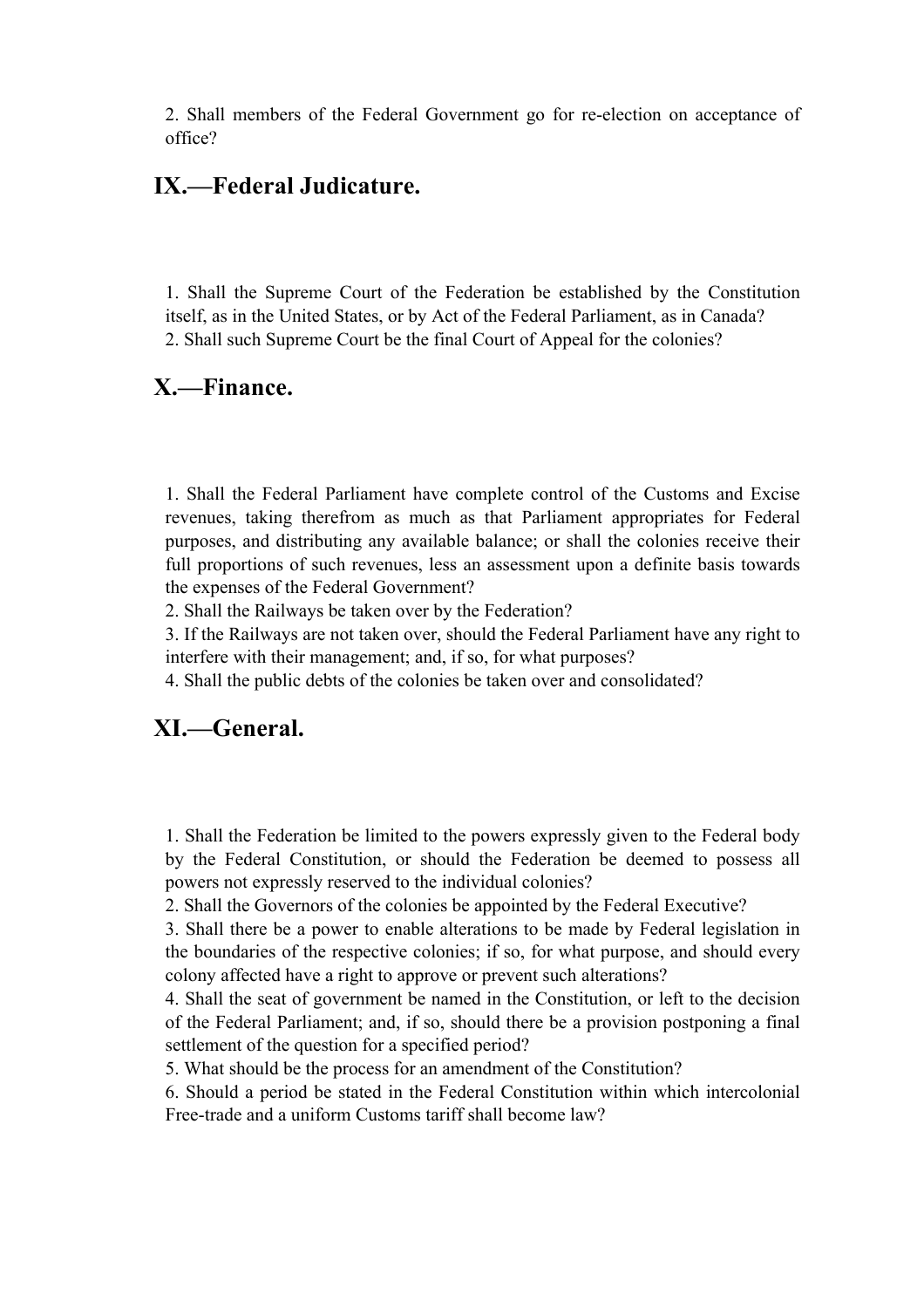2. Shall members of the Federal Government go for re-election on acceptance of office?

## IX.—Federal Judicature.

1. Shall the Supreme Court of the Federation be established by the Constitution itself, as in the United States, or by Act of the Federal Parliament, as in Canada?
2. Shall such Supreme Court be the final Court of Appeal for the colonies?

## X.—Finance.

1. Shall the Federal Parliament have complete control of the Customs and Excise revenues, taking therefrom as much as that Parliament appropriates for Federal purposes, and distributing any available balance; or shall the colonies receive their full proportions of such revenues, less an assessment upon a definite basis towards the expenses of the Federal Government?
2. Shall the Railways be taken over by the Federation?
3. If the Railways are not taken over, should the Federal Parliament have any right to interfere with their management; and, if so, for what purposes?
4. Shall the public debts of the colonies be taken over and consolidated?

## XI.—General.

1. Shall the Federation be limited to the powers expressly given to the Federal body by the Federal Constitution, or should the Federation be deemed to possess all powers not expressly reserved to the individual colonies?
2. Shall the Governors of the colonies be appointed by the Federal Executive?
3. Shall there be a power to enable alterations to be made by Federal legislation in the boundaries of the respective colonies; if so, for what purpose, and should every colony affected have a right to approve or prevent such alterations?
4. Shall the seat of government be named in the Constitution, or left to the decision of the Federal Parliament; and, if so, should there be a provision postponing a final settlement of the question for a specified period?
5. What should be the process for an amendment of the Constitution?
6. Should a period be stated in the Federal Constitution within which intercolonial Free-trade and a uniform Customs tariff shall become law?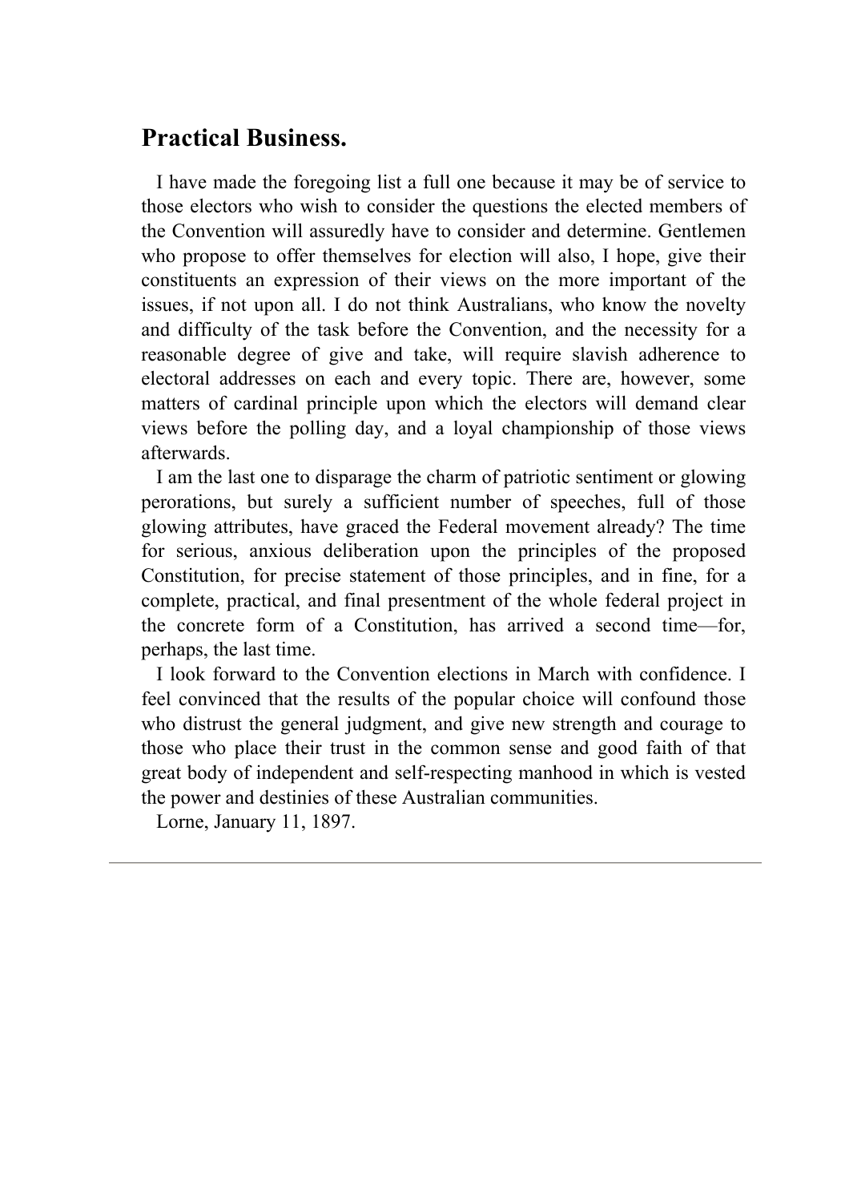## Practical Business.

I have made the foregoing list a full one because it may be of service to those electors who wish to consider the questions the elected members of the Convention will assuredly have to consider and determine. Gentlemen who propose to offer themselves for election will also, I hope, give their constituents an expression of their views on the more important of the issues, if not upon all. I do not think Australians, who know the novelty and difficulty of the task before the Convention, and the necessity for a reasonable degree of give and take, will require slavish adherence to electoral addresses on each and every topic. There are, however, some matters of cardinal principle upon which the electors will demand clear views before the polling day, and a loyal championship of those views afterwards.

I am the last one to disparage the charm of patriotic sentiment or glowing perorations, but surely a sufficient number of speeches, full of those glowing attributes, have graced the Federal movement already? The time for serious, anxious deliberation upon the principles of the proposed Constitution, for precise statement of those principles, and in fine, for a complete, practical, and final presentment of the whole federal project in the concrete form of a Constitution, has arrived a second time—for, perhaps, the last time.

I look forward to the Convention elections in March with confidence. I feel convinced that the results of the popular choice will confound those who distrust the general judgment, and give new strength and courage to those who place their trust in the common sense and good faith of that great body of independent and self-respecting manhood in which is vested the power and destinies of these Australian communities.

Lorne, January 11, 1897.

---